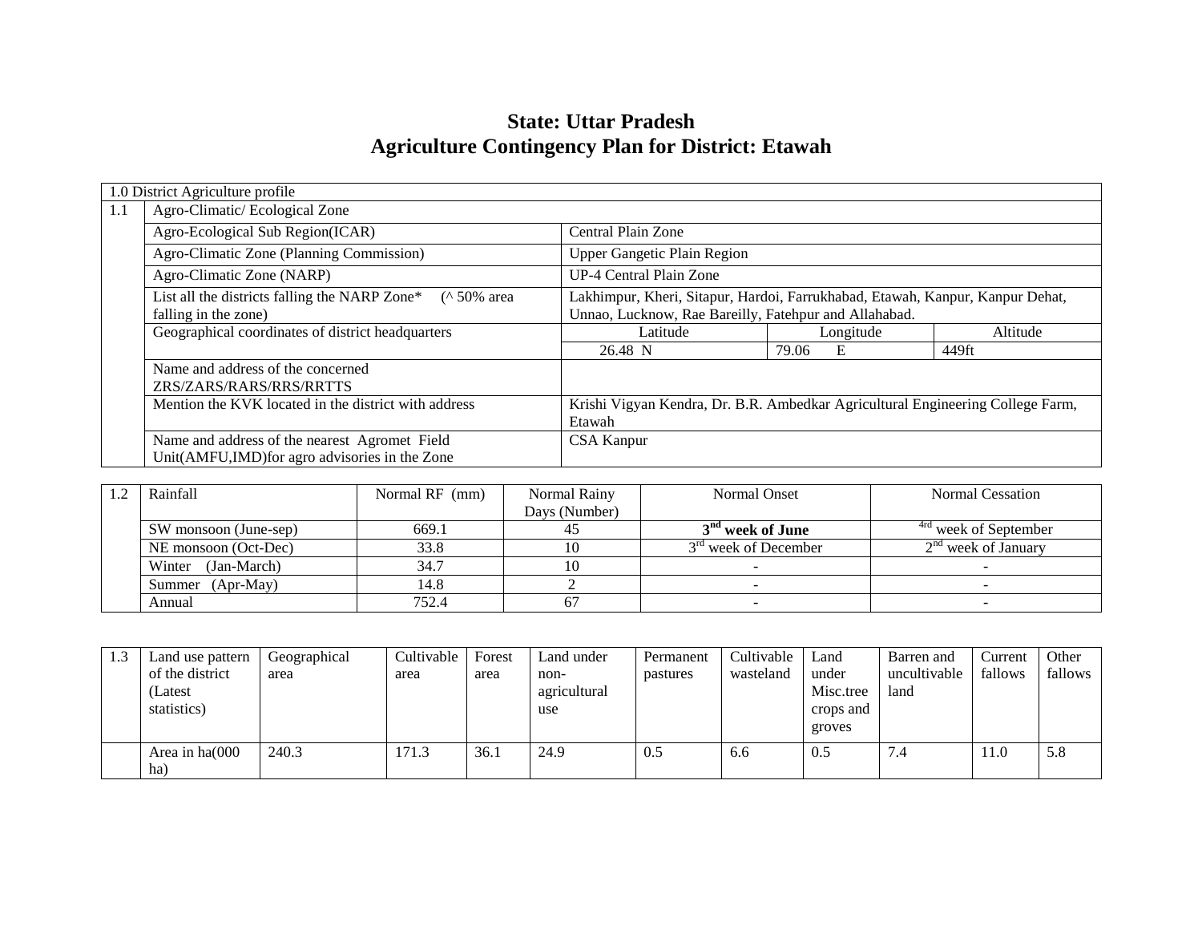# State: Uttar Pradesh
## Agriculture Contingency Plan for District: Etawah

| 1.0 District Agriculture profile | | | | |
|---|---|---|---|---|
| 1.1 | Agro-Climatic/ Ecological Zone | | | |
| | Agro-Ecological Sub Region(ICAR) | Central Plain Zone | | |
| | Agro-Climatic Zone (Planning Commission) | Upper Gangetic Plain Region | | |
| | Agro-Climatic Zone (NARP) | UP-4 Central Plain Zone | | |
| | List all the districts falling the NARP Zone* (^ 50% area falling in the zone) | Lakhimpur, Kheri, Sitapur, Hardoi, Farrukhabad, Etawah, Kanpur, Kanpur Dehat, Unnao, Lucknow, Rae Bareilly, Fatehpur and Allahabad. | | |
| | Geographical coordinates of district headquarters | Latitude | Longitude | Altitude |
| | | 26.48 N | 79.06 E | 449ft |
| | Name and address of the concerned ZRS/ZARS/RARS/RRS/RRTTS | | | |
| | Mention the KVK located in the district with address | Krishi Vigyan Kendra, Dr. B.R. Ambedkar Agricultural Engineering College Farm, Etawah | | |
| | Name and address of the nearest Agromet Field Unit(AMFU,IMD)for agro advisories in the Zone | CSA Kanpur | | |

| 1.2 | Rainfall | Normal RF (mm) | Normal Rainy Days (Number) | Normal Onset | Normal Cessation |
|---|---|---|---|---|---|
| | SW monsoon (June-sep) | 669.1 | 45 | **3rd week of June** | 4rd week of September |
| | NE monsoon (Oct-Dec) | 33.8 | 10 | 3rd week of December | 2nd week of January |
| | Winter (Jan-March) | 34.7 | 10 | - | - |
| | Summer (Apr-May) | 14.8 | 2 | - | - |
| | Annual | 752.4 | 67 | - | - |

| 1.3 | Land use pattern of the district (Latest statistics) | Geographical area | Cultivable area | Forest area | Land under non-agricultural use | Permanent pastures | Cultivable wasteland | Land under Misc.tree crops and groves | Barren and uncultivable land | Current fallows | Other fallows |
|---|---|---|---|---|---|---|---|---|---|---|---|
| | Area in ha(000 ha) | 240.3 | 171.3 | 36.1 | 24.9 | 0.5 | 6.6 | 0.5 | 7.4 | 11.0 | 5.8 |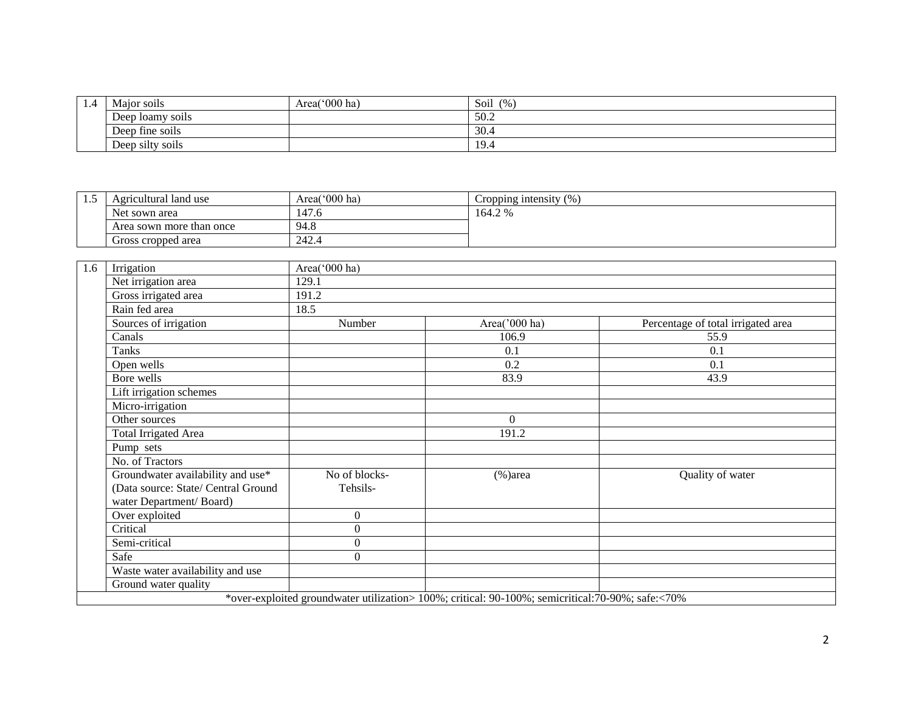| 1.4 | Major soils | Area(‘000 ha) | Soil (%) |
|---|---|---|---|
| | Deep loamy soils | | 50.2 |
| | Deep fine soils | | 30.4 |
| | Deep silty soils | | 19.4 |

| 1.5 | Agricultural land use | Area(‘000 ha) | Cropping intensity (%) |
|---|---|---|---|
| | Net sown area | 147.6 | 164.2 % |
| | Area sown more than once | 94.8 | |
| | Gross cropped area | 242.4 | |

| 1.6 | Irrigation | Area(‘000 ha) | | |
|---|---|---|---|---|
| | Net irrigation area | 129.1 | | |
| | Gross irrigated area | 191.2 | | |
| | Rain fed area | 18.5 | | |
| | Sources of irrigation | Number | Area(’000 ha) | Percentage of total irrigated area |
| | Canals | | 106.9 | 55.9 |
| | Tanks | | 0.1 | 0.1 |
| | Open wells | | 0.2 | 0.1 |
| | Bore wells | | 83.9 | 43.9 |
| | Lift irrigation schemes | | | |
| | Micro-irrigation | | | |
| | Other sources | | 0 | |
| | Total Irrigated Area | | 191.2 | |
| | Pump sets | | | |
| | No. of Tractors | | | |
| | Groundwater availability and use* (Data source: State/ Central Ground water Department/ Board) | No of blocks-Tehsils- | (%)area | Quality of water |
| | Over exploited | 0 | | |
| | Critical | 0 | | |
| | Semi-critical | 0 | | |
| | Safe | 0 | | |
| | Waste water availability and use | | | |
| | Ground water quality | | | |

*over-exploited groundwater utilization> 100%; critical: 90-100%; semicritical:70-90%; safe:<70%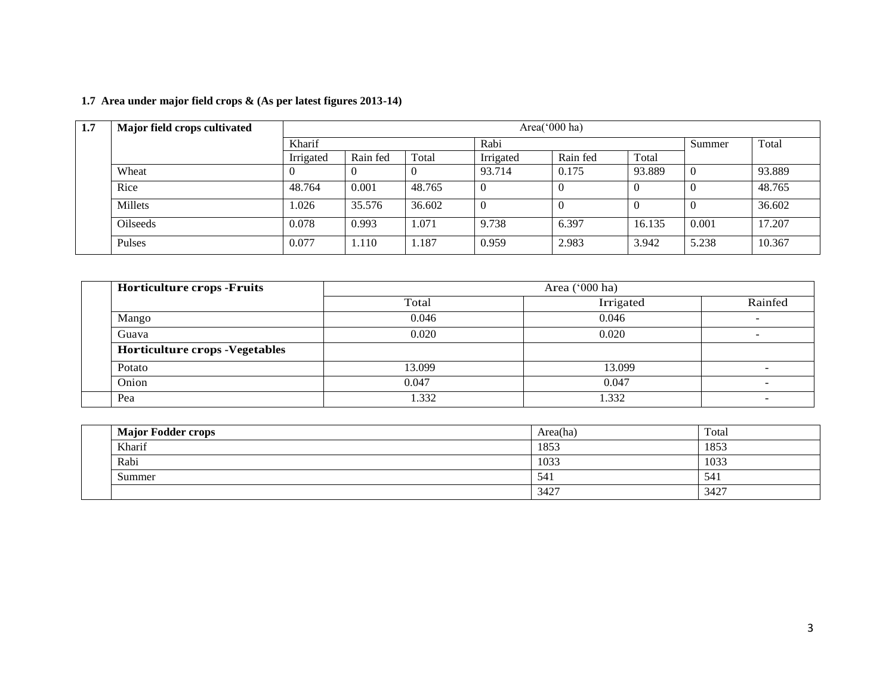**1.7 Area under major field crops & (As per latest figures 2013-14)**

| 1.7 | Major field crops cultivated | Area('000 ha) | | | | | | | |
|---|---|---|---|---|---|---|---|---|---|
| | | Kharif | | | Rabi | | | Summer | Total |
| | | Irrigated | Rain fed | Total | Irrigated | Rain fed | Total | | |
| | Wheat | 0 | 0 | 0 | 93.714 | 0.175 | 93.889 | 0 | 93.889 |
| | Rice | 48.764 | 0.001 | 48.765 | 0 | 0 | 0 | 0 | 48.765 |
| | Millets | 1.026 | 35.576 | 36.602 | 0 | 0 | 0 | 0 | 36.602 |
| | Oilseeds | 0.078 | 0.993 | 1.071 | 9.738 | 6.397 | 16.135 | 0.001 | 17.207 |
| | Pulses | 0.077 | 1.110 | 1.187 | 0.959 | 2.983 | 3.942 | 5.238 | 10.367 |

| | Horticulture crops -Fruits | Area ('000 ha) | | |
|---|---|---|---|---|
| | | Total | Irrigated | Rainfed |
| | Mango | 0.046 | 0.046 | - |
| | Guava | 0.020 | 0.020 | - |
| | **Horticulture crops -Vegetables** | | | |
| | Potato | 13.099 | 13.099 | - |
| | Onion | 0.047 | 0.047 | - |
| | Pea | 1.332 | 1.332 | - |

| | Major Fodder crops | Area(ha) | Total |
|---|---|---|---|
| | Kharif | 1853 | 1853 |
| | Rabi | 1033 | 1033 |
| | Summer | 541 | 541 |
| | | 3427 | 3427 |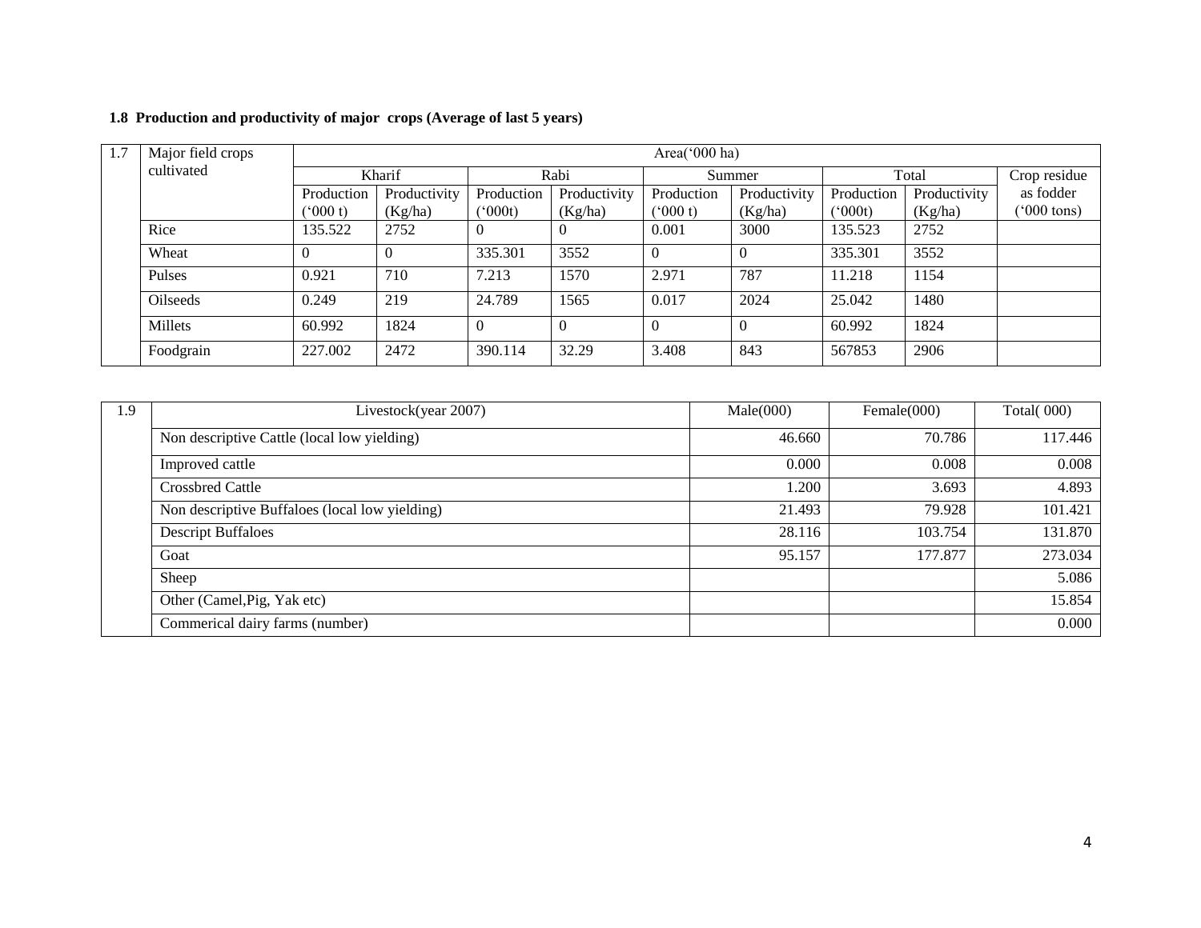**1.8 Production and productivity of major crops (Average of last 5 years)**

| 1.7 | Major field crops cultivated | Area('000 ha) | | | | | | | | |
|---|---|---|---|---|---|---|---|---|---|---|
| | | Kharif | | Rabi | | Summer | | Total | | Crop residue as fodder ('000 tons) |
| | | Production ('000 t) | Productivity (Kg/ha) | Production ('000t) | Productivity (Kg/ha) | Production ('000 t) | Productivity (Kg/ha) | Production ('000t) | Productivity (Kg/ha) | |
| | Rice | 135.522 | 2752 | 0 | 0 | 0.001 | 3000 | 135.523 | 2752 | |
| | Wheat | 0 | 0 | 335.301 | 3552 | 0 | 0 | 335.301 | 3552 | |
| | Pulses | 0.921 | 710 | 7.213 | 1570 | 2.971 | 787 | 11.218 | 1154 | |
| | Oilseeds | 0.249 | 219 | 24.789 | 1565 | 0.017 | 2024 | 25.042 | 1480 | |
| | Millets | 60.992 | 1824 | 0 | 0 | 0 | 0 | 60.992 | 1824 | |
| | Foodgrain | 227.002 | 2472 | 390.114 | 32.29 | 3.408 | 843 | 567853 | 2906 | |

| 1.9 | Livestock(year 2007) | Male(000) | Female(000) | Total( 000) |
|---|---|---|---|---|
| | Non descriptive Cattle (local low yielding) | 46.660 | 70.786 | 117.446 |
| | Improved cattle | 0.000 | 0.008 | 0.008 |
| | Crossbred Cattle | 1.200 | 3.693 | 4.893 |
| | Non descriptive Buffaloes (local low yielding) | 21.493 | 79.928 | 101.421 |
| | Descript Buffaloes | 28.116 | 103.754 | 131.870 |
| | Goat | 95.157 | 177.877 | 273.034 |
| | Sheep | | | 5.086 |
| | Other (Camel,Pig, Yak etc) | | | 15.854 |
| | Commerical dairy farms (number) | | | 0.000 |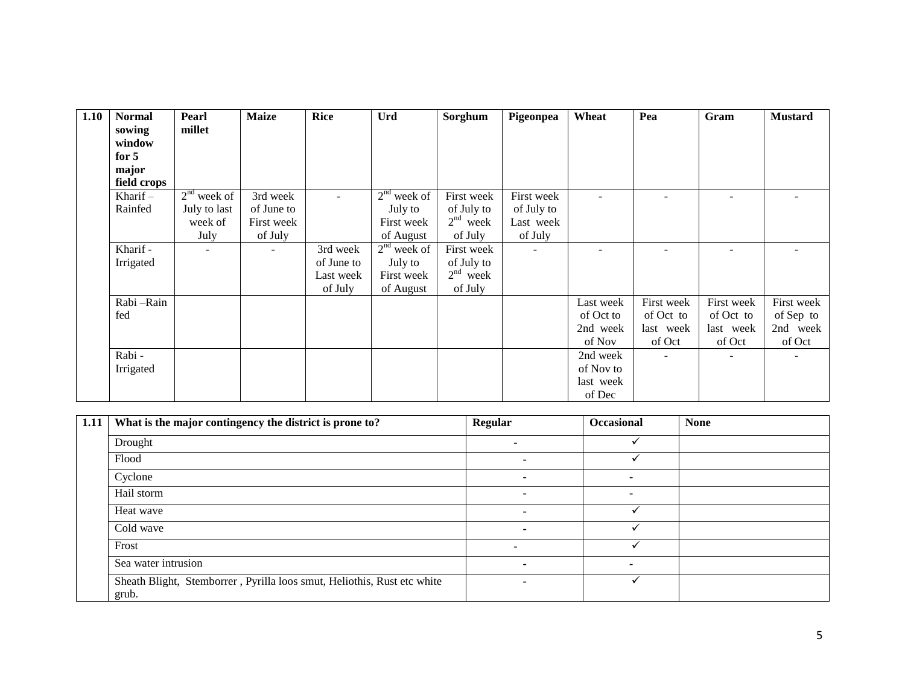| 1.10 | Normal sowing window for 5 major field crops | Pearl millet | Maize | Rice | Urd | Sorghum | Pigeonpea | Wheat | Pea | Gram | Mustard |
|---|---|---|---|---|---|---|---|---|---|---|---|
| | Kharif – Rainfed | 2nd week of July to last week of July | 3rd week of June to First week of July | - | 2nd week of July to First week of August | First week of July to 2nd week of July | First week of July to Last week of July | - | - | - | - |
| | Kharif - Irrigated | - | - | 3rd week of June to Last week of July | 2nd week of July to First week of August | First week of July to 2nd week of July | - | - | - | - | - |
| | Rabi –Rain fed | | | | | | | Last week of Oct to 2nd week of Nov | First week of Oct to last week of Oct | First week of Oct to last week of Oct | First week of Sep to 2nd week of Oct |
| | Rabi - Irrigated | | | | | | | 2nd week of Nov to last week of Dec | - | - | - |

| 1.11 | What is the major contingency the district is prone to? | Regular | Occasional | None |
|---|---|---|---|---|
| | Drought | - | ✓ | |
| | Flood | - | ✓ | |
| | Cyclone | - | - | |
| | Hail storm | - | - | |
| | Heat wave | - | ✓ | |
| | Cold wave | - | ✓ | |
| | Frost | - | ✓ | |
| | Sea water intrusion | - | - | |
| | Sheath Blight, Stemborrer , Pyrilla loos smut, Heliothis, Rust etc white grub. | - | ✓ | |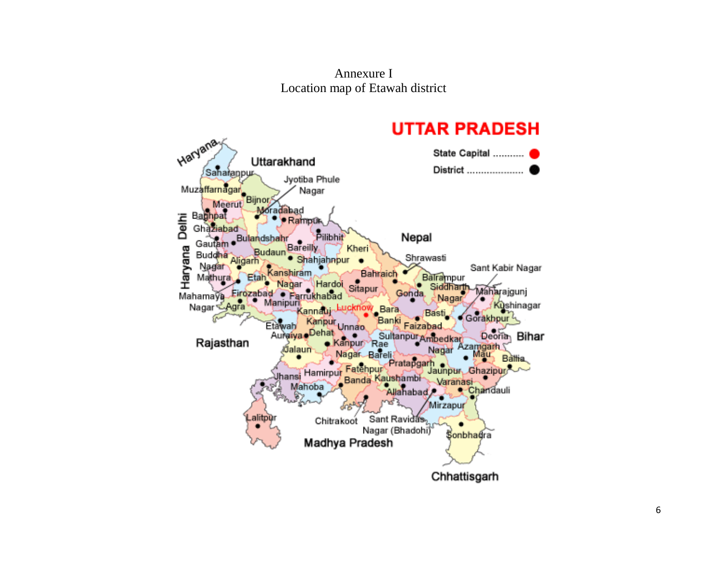Annexure I

Location map of Etawah district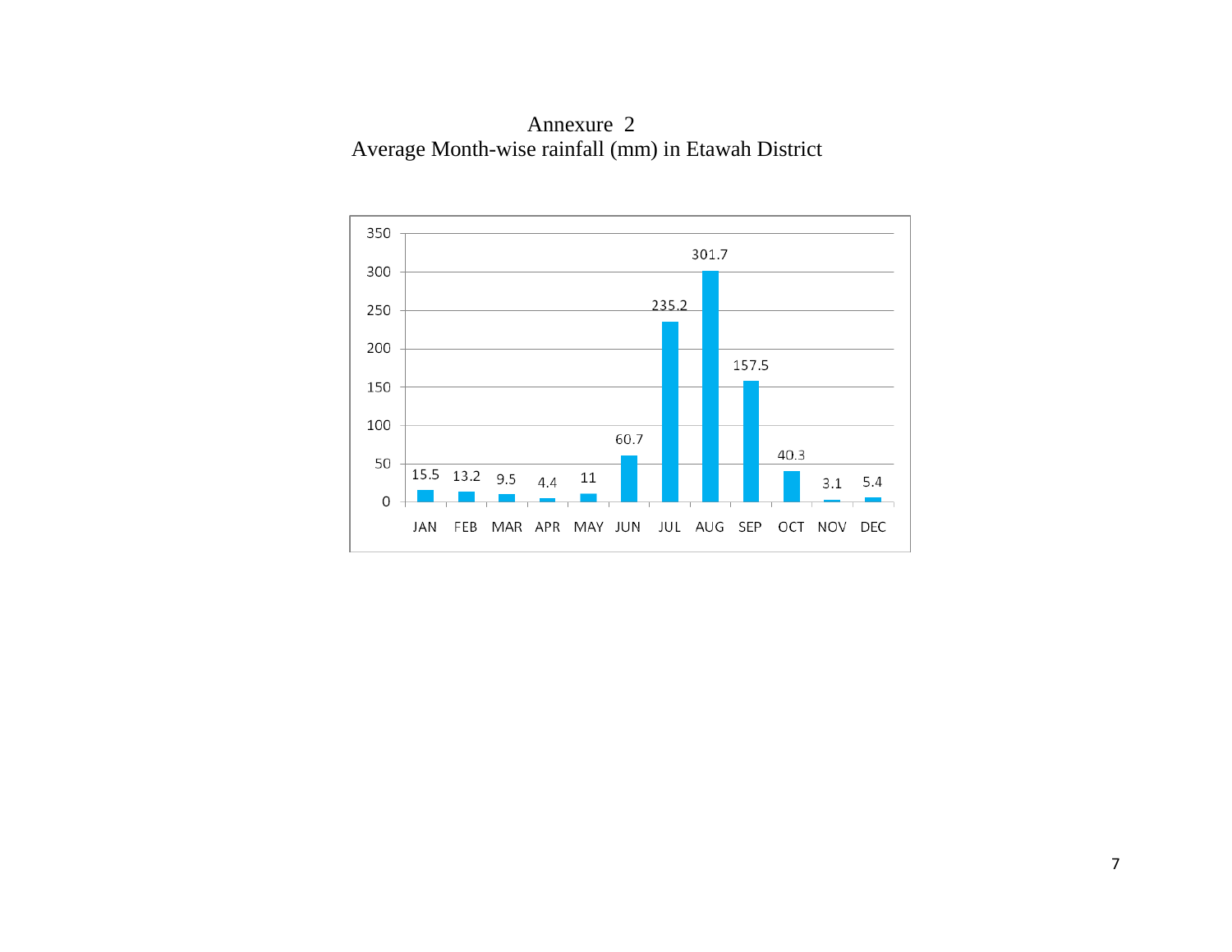# Annexure 2

## Average Month-wise rainfall (mm) in Etawah District

| Month | Rainfall (mm) |
|---|---|
| JAN | 15.5 |
| FEB | 13.2 |
| MAR | 9.5 |
| APR | 4.4 |
| MAY | 11 |
| JUN | 60.7 |
| JUL | 235.2 |
| AUG | 301.7 |
| SEP | 157.5 |
| OCT | 40.3 |
| NOV | 3.1 |
| DEC | 5.4 |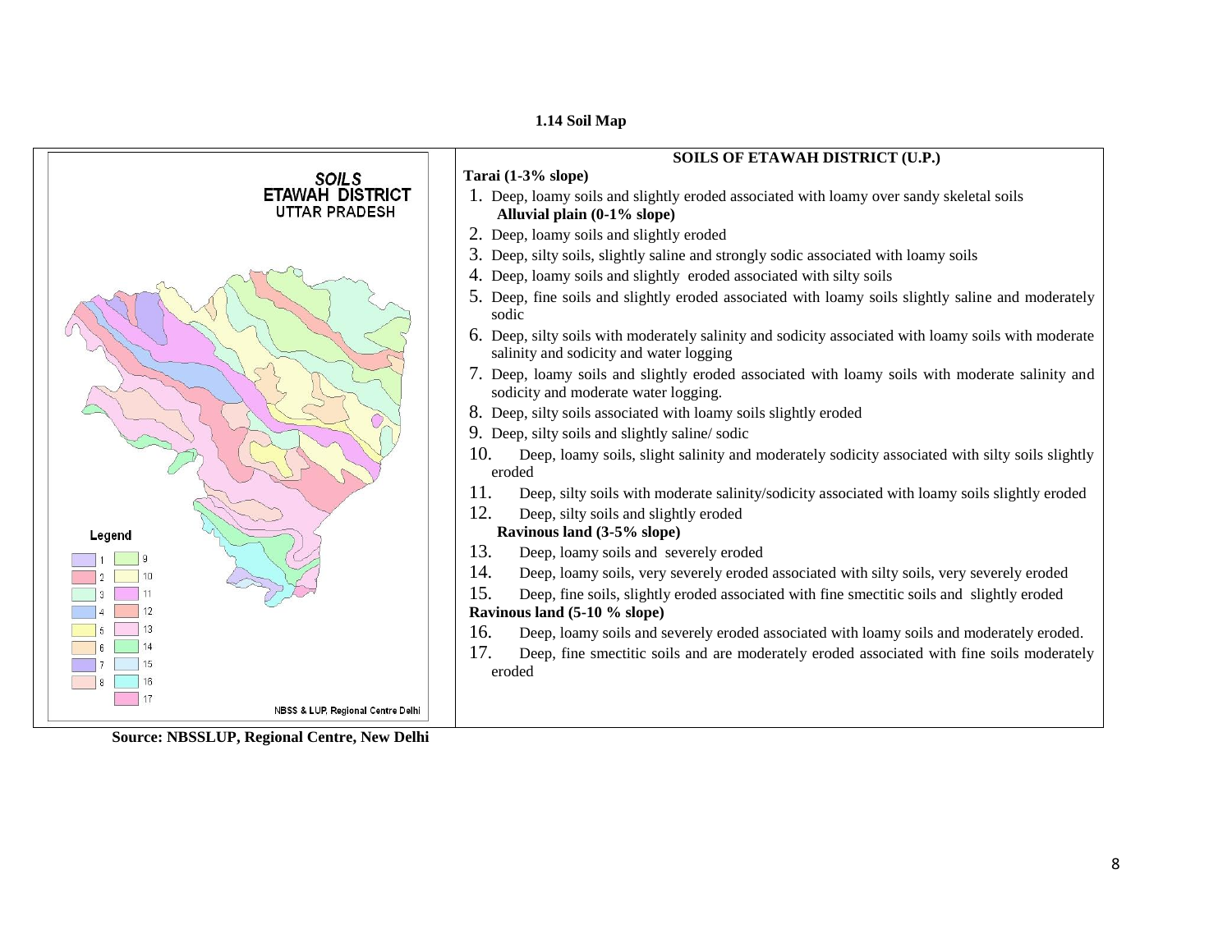### 1.14 Soil Map

SOILS
ETAWAH DISTRICT
UTTAR PRADESH

Legend

1, 2, 3, 4, 5, 6, 7, 8, 9, 10, 11, 12, 13, 14, 15, 16, 17

NBSS & LUP, Regional Centre Delhi

**SOILS OF ETAWAH DISTRICT (U.P.)**

**Tarai (1-3% slope)**

1. Deep, loamy soils and slightly eroded associated with loamy over sandy skeletal soils

**Alluvial plain (0-1% slope)**

2. Deep, loamy soils and slightly eroded
3. Deep, silty soils, slightly saline and strongly sodic associated with loamy soils
4. Deep, loamy soils and slightly eroded associated with silty soils
5. Deep, fine soils and slightly eroded associated with loamy soils slightly saline and moderately sodic
6. Deep, silty soils with moderately salinity and sodicity associated with loamy soils with moderate salinity and sodicity and water logging
7. Deep, loamy soils and slightly eroded associated with loamy soils with moderate salinity and sodicity and moderate water logging.
8. Deep, silty soils associated with loamy soils slightly eroded
9. Deep, silty soils and slightly saline/ sodic
10. Deep, loamy soils, slight salinity and moderately sodicity associated with silty soils slightly eroded
11. Deep, silty soils with moderate salinity/sodicity associated with loamy soils slightly eroded
12. Deep, silty soils and slightly eroded

**Ravinous land (3-5% slope)**

13. Deep, loamy soils and severely eroded
14. Deep, loamy soils, very severely eroded associated with silty soils, very severely eroded
15. Deep, fine soils, slightly eroded associated with fine smectitic soils and slightly eroded

**Ravinous land (5-10 % slope)**

16. Deep, loamy soils and severely eroded associated with loamy soils and moderately eroded.
17. Deep, fine smectitic soils and are moderately eroded associated with fine soils moderately eroded

**Source: NBSSLUP, Regional Centre, New Delhi**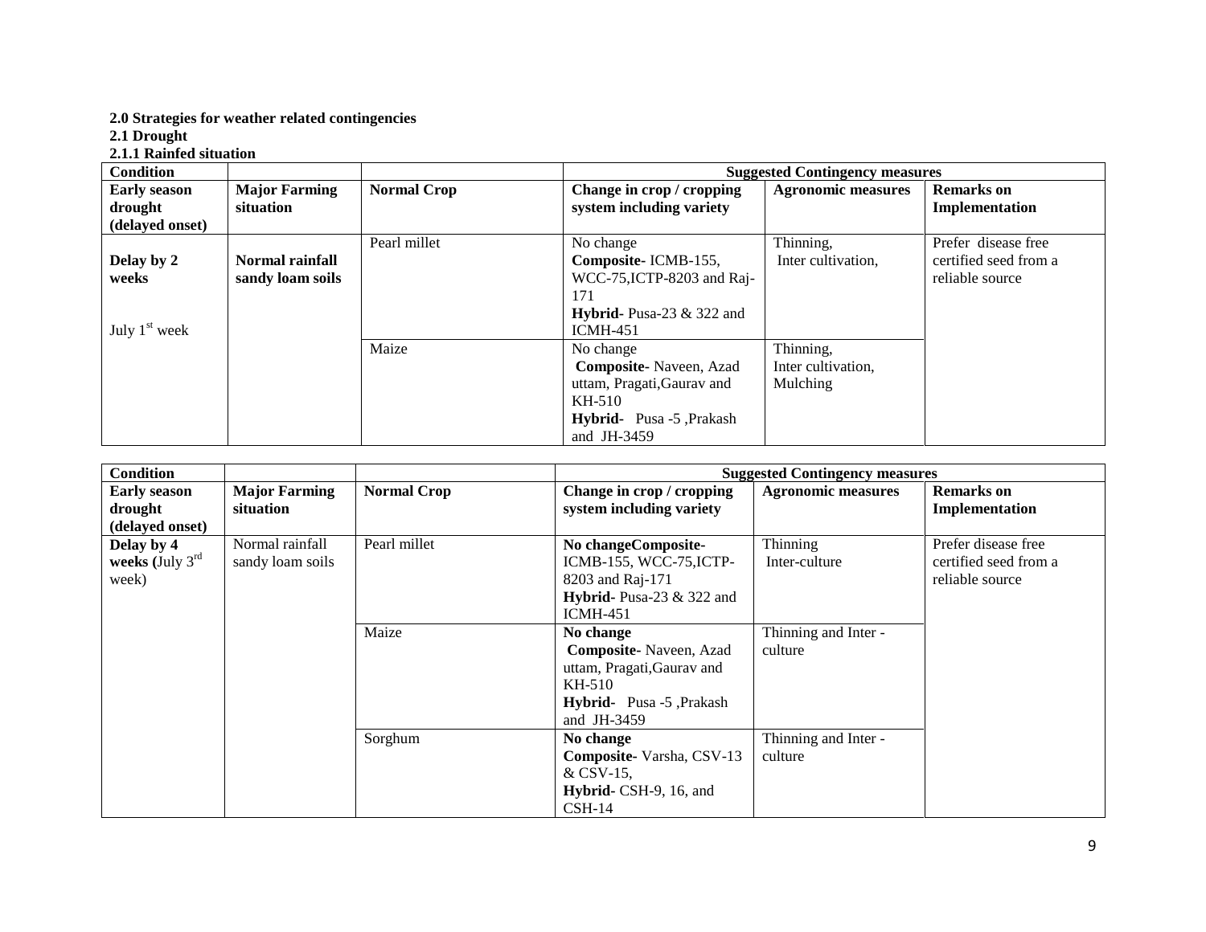**2.0 Strategies for weather related contingencies**

**2.1 Drought**

**2.1.1 Rainfed situation**

| Condition | | | Suggested Contingency measures | | |
|---|---|---|---|---|---|
| **Early season drought (delayed onset)** | **Major Farming situation** | **Normal Crop** | **Change in crop / cropping system including variety** | **Agronomic measures** | **Remarks on Implementation** |
| **Delay by 2 weeks** July 1st week | **Normal rainfall sandy loam soils** | Pearl millet | No change **Composite-** ICMB-155, WCC-75,ICTP-8203 and Raj-171 **Hybrid-** Pusa-23 & 322 and ICMH-451 | Thinning, Inter cultivation, | Prefer disease free certified seed from a reliable source |
| | | Maize | No change **Composite-** Naveen, Azad uttam, Pragati,Gaurav and KH-510 **Hybrid-** Pusa -5 ,Prakash and JH-3459 | Thinning, Inter cultivation, Mulching | |

| Condition | | | Suggested Contingency measures | | |
|---|---|---|---|---|---|
| **Early season drought (delayed onset)** | **Major Farming situation** | **Normal Crop** | **Change in crop / cropping system including variety** | **Agronomic measures** | **Remarks on Implementation** |
| **Delay by 4 weeks (**July 3rd week) | Normal rainfall sandy loam soils | Pearl millet | **No changeComposite-** ICMB-155, WCC-75,ICTP-8203 and Raj-171 **Hybrid-** Pusa-23 & 322 and ICMH-451 | Thinning Inter-culture | Prefer disease free certified seed from a reliable source |
| | | Maize | **No change** **Composite-** Naveen, Azad uttam, Pragati,Gaurav and KH-510 **Hybrid-** Pusa -5 ,Prakash and JH-3459 | Thinning and Inter - culture | |
| | | Sorghum | **No change** **Composite-** Varsha, CSV-13 & CSV-15, **Hybrid-** CSH-9, 16, and CSH-14 | Thinning and Inter - culture | |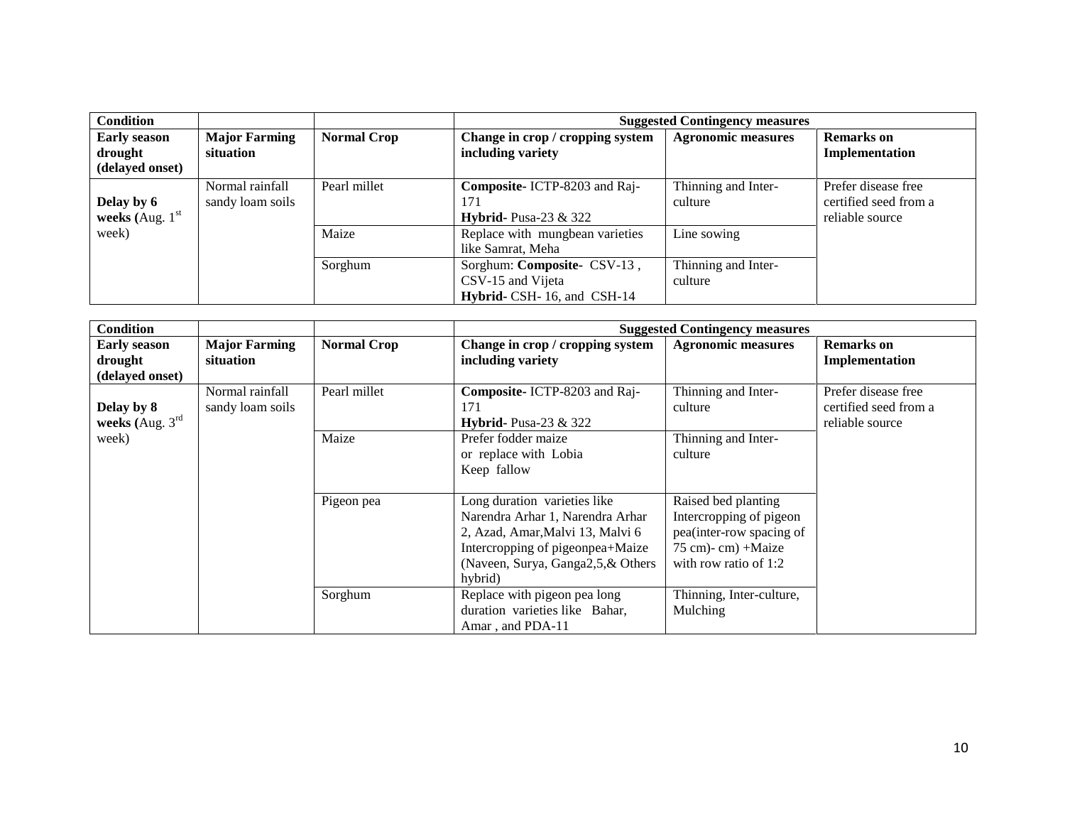| Condition | | | Suggested Contingency measures | | |
|---|---|---|---|---|---|
| **Early season drought (delayed onset)** | **Major Farming situation** | **Normal Crop** | **Change in crop / cropping system including variety** | **Agronomic measures** | **Remarks on Implementation** |
| **Delay by 6 weeks (**Aug. 1st week) | Normal rainfall sandy loam soils | Pearl millet | **Composite**- ICTP-8203 and Raj-171 **Hybrid**- Pusa-23 & 322 | Thinning and Inter-culture | Prefer disease free certified seed from a reliable source |
| | | Maize | Replace with mungbean varieties like Samrat, Meha | Line sowing | |
| | | Sorghum | Sorghum: **Composite**- CSV-13 , CSV-15 and Vijeta **Hybrid**- CSH- 16, and CSH-14 | Thinning and Inter-culture | |

| Condition | | | Suggested Contingency measures | | |
|---|---|---|---|---|---|
| **Early season drought (delayed onset)** | **Major Farming situation** | **Normal Crop** | **Change in crop / cropping system including variety** | **Agronomic measures** | **Remarks on Implementation** |
| **Delay by 8 weeks (**Aug. 3rd week) | Normal rainfall sandy loam soils | Pearl millet | **Composite**- ICTP-8203 and Raj-171 **Hybrid**- Pusa-23 & 322 | Thinning and Inter-culture | Prefer disease free certified seed from a reliable source |
| | | Maize | Prefer fodder maize or replace with Lobia Keep fallow | Thinning and Inter-culture | |
| | | Pigeon pea | Long duration varieties like Narendra Arhar 1, Narendra Arhar 2, Azad, Amar,Malvi 13, Malvi 6 Intercropping of pigeonpea+Maize (Naveen, Surya, Ganga2,5,& Others hybrid) | Raised bed planting Intercropping of pigeon pea(inter-row spacing of 75 cm)- cm) +Maize with row ratio of 1:2 | |
| | | Sorghum | Replace with pigeon pea long duration varieties like Bahar, Amar , and PDA-11 | Thinning, Inter-culture, Mulching | |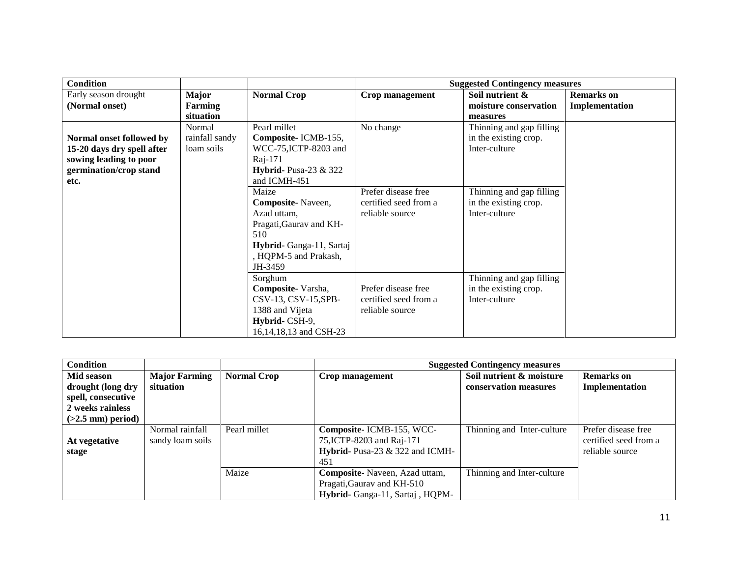| Condition | | | Suggested Contingency measures | | |
|---|---|---|---|---|---|
| Early season drought **(Normal onset)** | **Major Farming situation** | **Normal Crop** | **Crop management** | **Soil nutrient & moisture conservation measures** | **Remarks on Implementation** |
| **Normal onset followed by 15-20 days dry spell after sowing leading to poor germination/crop stand etc.** | Normal rainfall sandy loam soils | Pearl millet **Composite-** ICMB-155, WCC-75,ICTP-8203 and Raj-171 **Hybrid-** Pusa-23 & 322 and ICMH-451 | No change | Thinning and gap filling in the existing crop. Inter-culture | |
| | | Maize **Composite-** Naveen, Azad uttam, Pragati,Gaurav and KH-510 **Hybrid-** Ganga-11, Sartaj , HQPM-5 and Prakash, JH-3459 | Prefer disease free certified seed from a reliable source | Thinning and gap filling in the existing crop. Inter-culture | |
| | | Sorghum **Composite-** Varsha, CSV-13, CSV-15,SPB-1388 and Vijeta **Hybrid-** CSH-9, 16,14,18,13 and CSH-23 | Prefer disease free certified seed from a reliable source | Thinning and gap filling in the existing crop. Inter-culture | |

| Condition | | | Suggested Contingency measures | | |
|---|---|---|---|---|---|
| **Mid season drought (long dry spell, consecutive 2 weeks rainless (>2.5 mm) period)** | **Major Farming situation** | **Normal Crop** | **Crop management** | **Soil nutrient & moisture conservation measures** | **Remarks on Implementation** |
| **At vegetative stage** | Normal rainfall sandy loam soils | Pearl millet | **Composite-** ICMB-155, WCC-75,ICTP-8203 and Raj-171 **Hybrid-** Pusa-23 & 322 and ICMH-451 | Thinning and Inter-culture | Prefer disease free certified seed from a reliable source |
| | | Maize | **Composite-** Naveen, Azad uttam, Pragati,Gaurav and KH-510 **Hybrid-** Ganga-11, Sartaj , HQPM- | Thinning and Inter-culture | |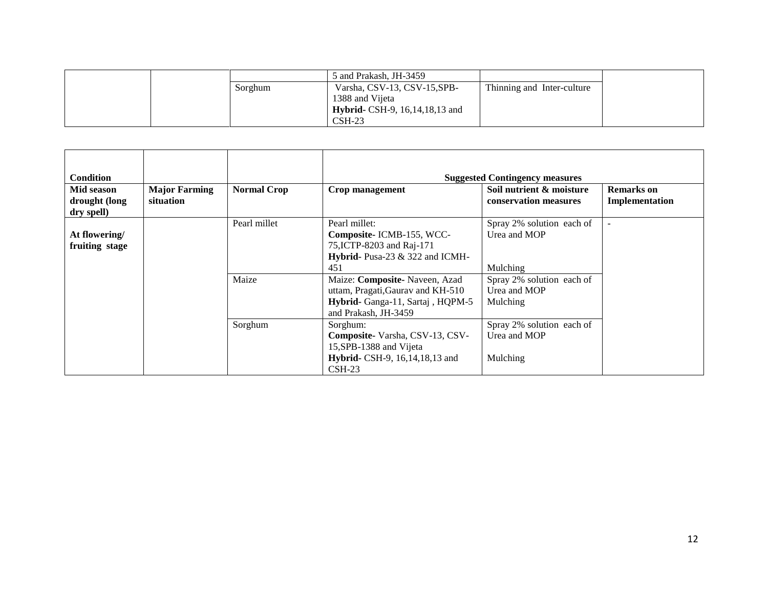| | | | 5 and Prakash, JH-3459 | | |
|---|---|---|---|---|---|
| | | Sorghum | Varsha, CSV-13, CSV-15,SPB-1388 and Vijeta **Hybrid-** CSH-9, 16,14,18,13 and CSH-23 | Thinning and Inter-culture | |

| **Condition** | | | **Suggested Contingency measures** | | |
|---|---|---|---|---|---|
| **Mid season drought (long dry spell)** | **Major Farming situation** | **Normal Crop** | **Crop management** | **Soil nutrient & moisture conservation measures** | **Remarks on Implementation** |
| **At flowering/ fruiting stage** | | Pearl millet | Pearl millet: **Composite-** ICMB-155, WCC-75,ICTP-8203 and Raj-171 **Hybrid-** Pusa-23 & 322 and ICMH-451 | Spray 2% solution each of Urea and MOP Mulching | - |
| | | Maize | Maize: **Composite-** Naveen, Azad uttam, Pragati,Gaurav and KH-510 **Hybrid-** Ganga-11, Sartaj , HQPM-5 and Prakash, JH-3459 | Spray 2% solution each of Urea and MOP Mulching | |
| | | Sorghum | Sorghum: **Composite-** Varsha, CSV-13, CSV-15,SPB-1388 and Vijeta **Hybrid-** CSH-9, 16,14,18,13 and CSH-23 | Spray 2% solution each of Urea and MOP Mulching | |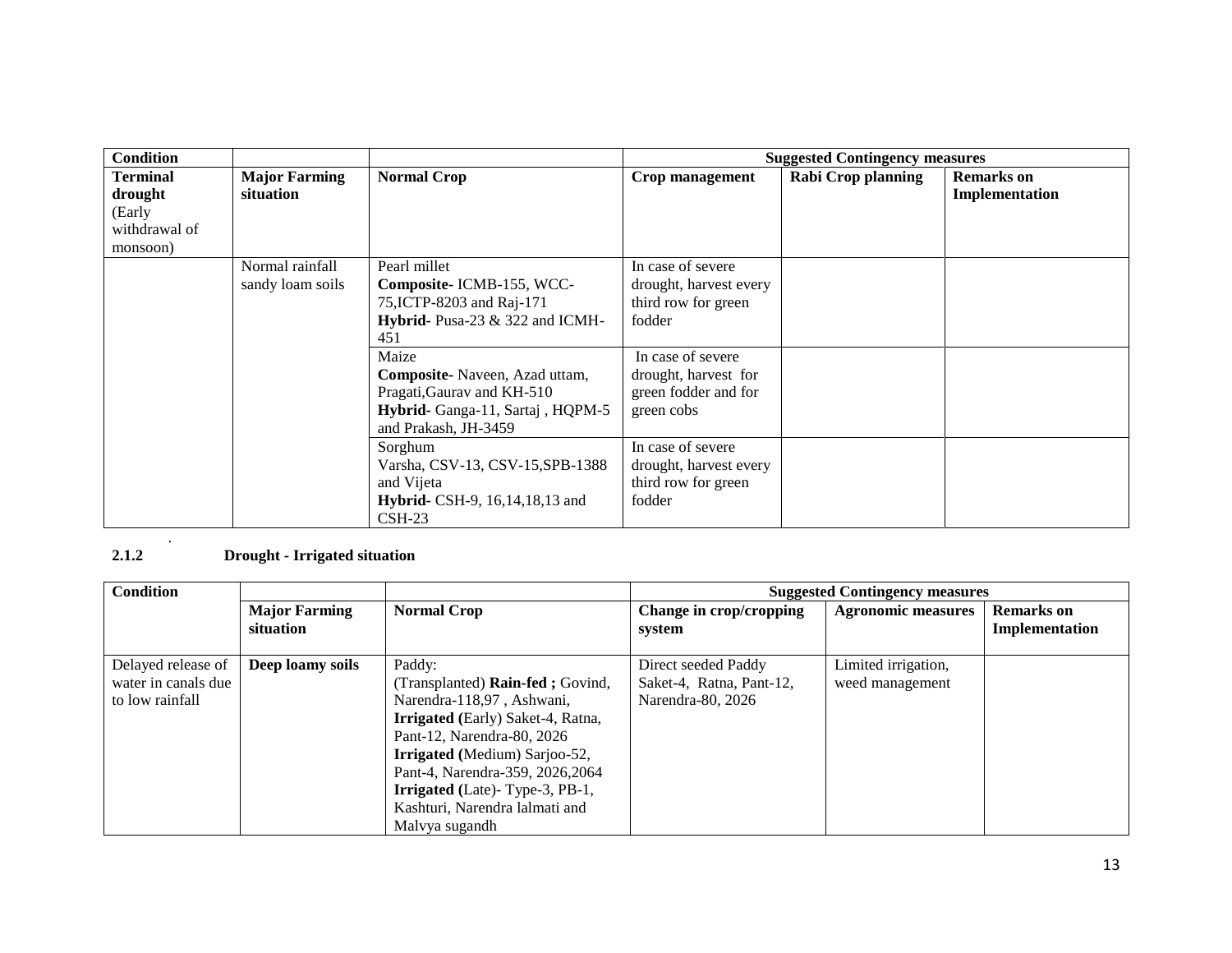| Condition | | | Suggested Contingency measures | | |
|---|---|---|---|---|---|
| **Terminal drought** (Early withdrawal of monsoon) | **Major Farming situation** | **Normal Crop** | **Crop management** | **Rabi Crop planning** | **Remarks on Implementation** |
| | Normal rainfall sandy loam soils | Pearl millet **Composite-** ICMB-155, WCC-75,ICTP-8203 and Raj-171 **Hybrid-** Pusa-23 & 322 and ICMH-451 | In case of severe drought, harvest every third row for green fodder | | |
| | | Maize **Composite-** Naveen, Azad uttam, Pragati,Gaurav and KH-510 **Hybrid-** Ganga-11, Sartaj , HQPM-5 and Prakash, JH-3459 | In case of severe drought, harvest for green fodder and for green cobs | | |
| | | Sorghum Varsha, CSV-13, CSV-15,SPB-1388 and Vijeta **Hybrid-** CSH-9, 16,14,18,13 and CSH-23 | In case of severe drought, harvest every third row for green fodder | | |

.

**2.1.2 Drought - Irrigated situation**

| Condition | | | Suggested Contingency measures | | |
|---|---|---|---|---|---|
| | **Major Farming situation** | **Normal Crop** | **Change in crop/cropping system** | **Agronomic measures** | **Remarks on Implementation** |
| Delayed release of water in canals due to low rainfall | **Deep loamy soils** | Paddy: (Transplanted) **Rain-fed ;** Govind, Narendra-118,97 , Ashwani, **Irrigated (**Early) Saket-4, Ratna, Pant-12, Narendra-80, 2026 **Irrigated (**Medium) Sarjoo-52, Pant-4, Narendra-359, 2026,2064 **Irrigated (**Late)- Type-3, PB-1, Kashturi, Narendra lalmati and Malvya sugandh | Direct seeded Paddy Saket-4, Ratna, Pant-12, Narendra-80, 2026 | Limited irrigation, weed management | |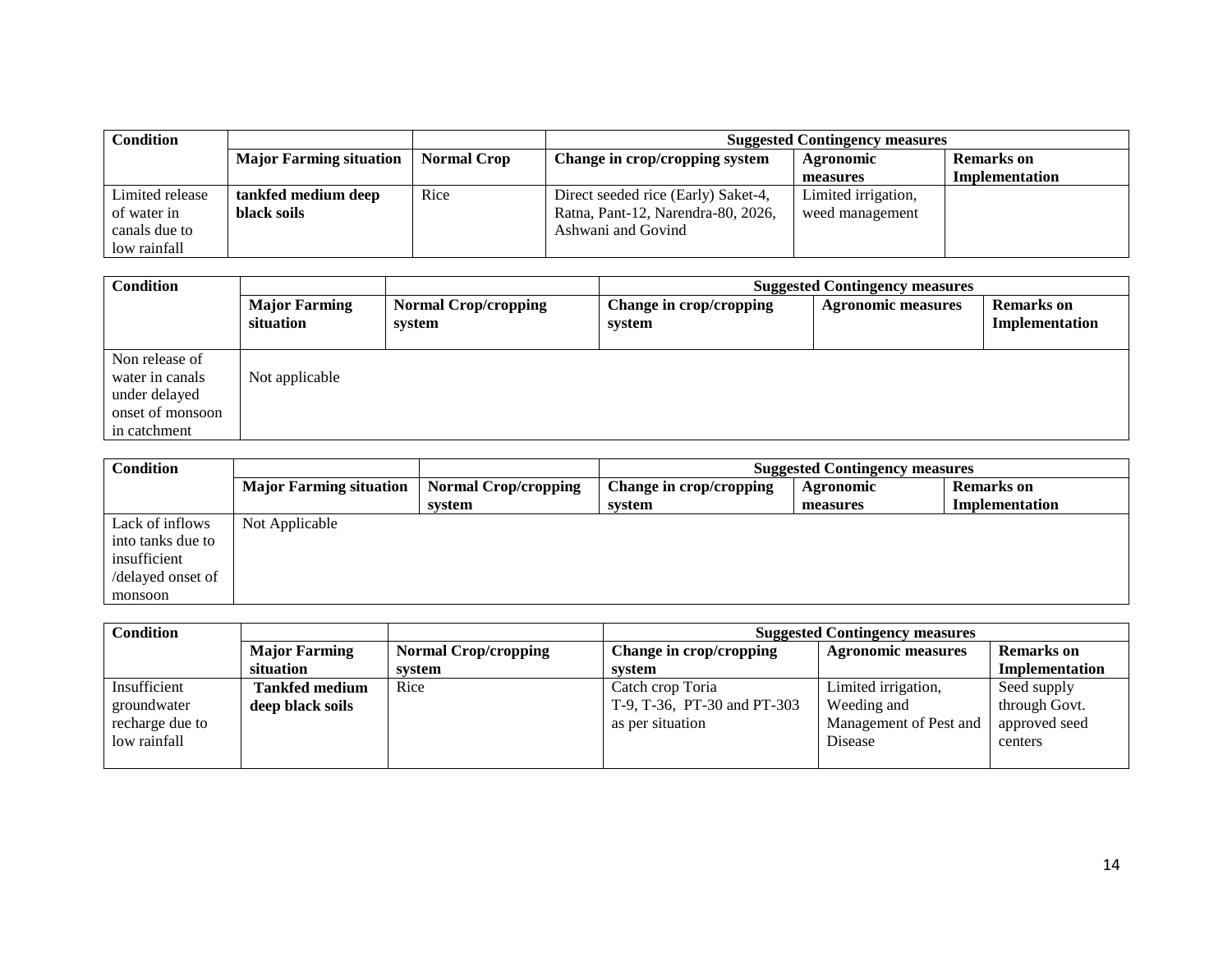| Condition | | | Suggested Contingency measures | | |
|---|---|---|---|---|---|
| | **Major Farming situation** | **Normal Crop** | **Change in crop/cropping system** | **Agronomic measures** | **Remarks on Implementation** |
| Limited release of water in canals due to low rainfall | **tankfed medium deep black soils** | Rice | Direct seeded rice (Early) Saket-4, Ratna, Pant-12, Narendra-80, 2026, Ashwani and Govind | Limited irrigation, weed management | |

| Condition | | | Suggested Contingency measures | | |
|---|---|---|---|---|---|
| | **Major Farming situation** | **Normal Crop/cropping system** | **Change in crop/cropping system** | **Agronomic measures** | **Remarks on Implementation** |
| Non release of water in canals under delayed onset of monsoon in catchment | Not applicable | | | | |

| Condition | | | Suggested Contingency measures | | |
|---|---|---|---|---|---|
| | **Major Farming situation** | **Normal Crop/cropping system** | **Change in crop/cropping system** | **Agronomic measures** | **Remarks on Implementation** |
| Lack of inflows into tanks due to insufficient /delayed onset of monsoon | Not Applicable | | | | |

| Condition | | | Suggested Contingency measures | | |
|---|---|---|---|---|---|
| | **Major Farming situation** | **Normal Crop/cropping system** | **Change in crop/cropping system** | **Agronomic measures** | **Remarks on Implementation** |
| Insufficient groundwater recharge due to low rainfall | **Tankfed medium deep black soils** | Rice | Catch crop Toria T-9, T-36, PT-30 and PT-303 as per situation | Limited irrigation, Weeding and Management of Pest and Disease | Seed supply through Govt. approved seed centers |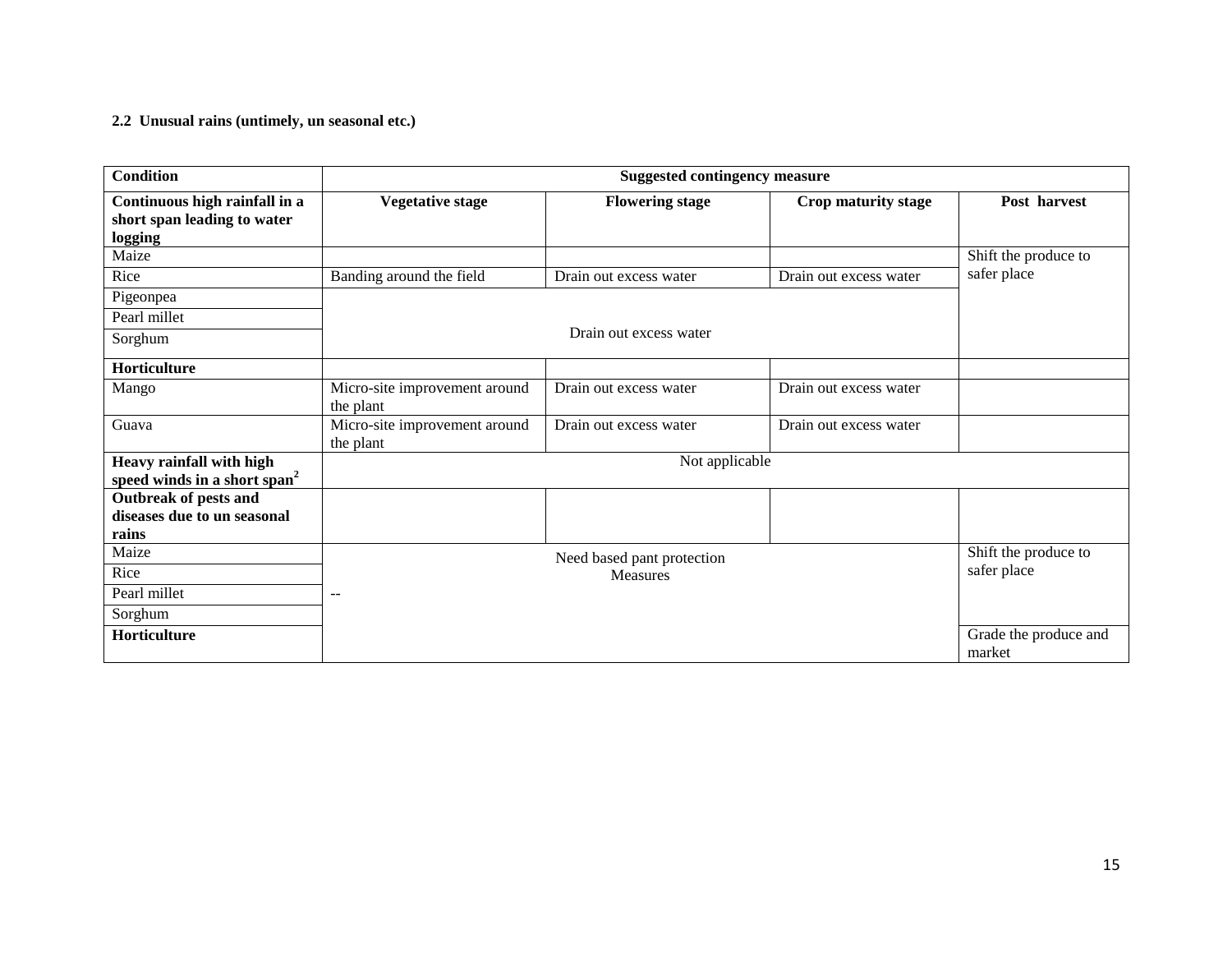**2.2 Unusual rains (untimely, un seasonal etc.)**

| Condition | Suggested contingency measure | | | |
|---|---|---|---|---|
| **Continuous high rainfall in a short span leading to water logging** | **Vegetative stage** | **Flowering stage** | **Crop maturity stage** | **Post harvest** |
| Maize | | | | Shift the produce to safer place |
| Rice | Banding around the field | Drain out excess water | Drain out excess water | |
| Pigeonpea | Drain out excess water | | | |
| Pearl millet | | | | |
| Sorghum | | | | |
| **Horticulture** | | | | |
| Mango | Micro-site improvement around the plant | Drain out excess water | Drain out excess water | |
| Guava | Micro-site improvement around the plant | Drain out excess water | Drain out excess water | |
| **Heavy rainfall with high speed winds in a short span**[2] | Not applicable | | | |
| **Outbreak of pests and diseases due to un seasonal rains** | | | | |
| Maize | -- | Need based pant protection Measures | | Shift the produce to safer place |
| Rice | | | | |
| Pearl millet | | | | |
| Sorghum | | | | |
| **Horticulture** | | | | Grade the produce and market |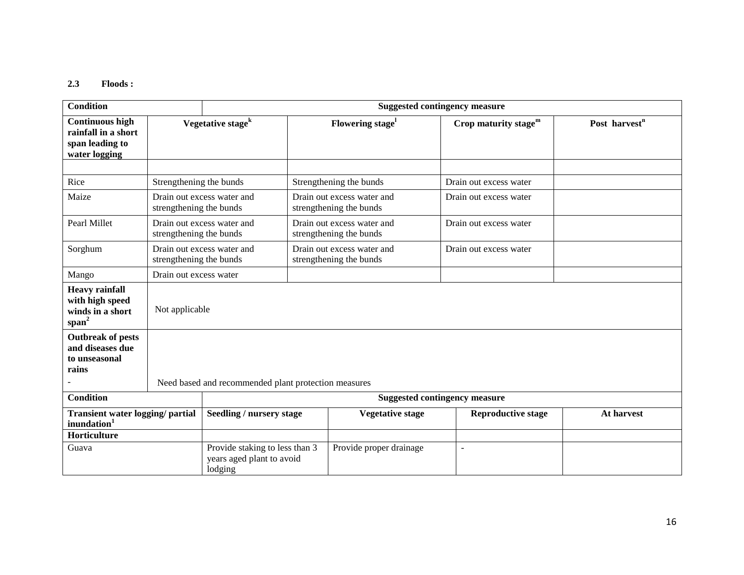**2.3 Floods :**

| Condition | Suggested contingency measure | | | |
|---|---|---|---|---|
| **Continuous high rainfall in a short span leading to water logging** | **Vegetative stage[k]** | **Flowering stage[l]** | **Crop maturity stage[m]** | **Post harvest[n]** |
| | | | | |
| Rice | Strengthening the bunds | Strengthening the bunds | Drain out excess water | |
| Maize | Drain out excess water and strengthening the bunds | Drain out excess water and strengthening the bunds | Drain out excess water | |
| Pearl Millet | Drain out excess water and strengthening the bunds | Drain out excess water and strengthening the bunds | Drain out excess water | |
| Sorghum | Drain out excess water and strengthening the bunds | Drain out excess water and strengthening the bunds | Drain out excess water | |
| Mango | Drain out excess water | | | |
| **Heavy rainfall with high speed winds in a short span[2]** | Not applicable | | | |
| **Outbreak of pests and diseases due to unseasonal rains** - | Need based and recommended plant protection measures | | | |

| Condition | Suggested contingency measure | | | |
|---|---|---|---|---|
| **Transient water logging/ partial inundation[1]** | **Seedling / nursery stage** | **Vegetative stage** | **Reproductive stage** | **At harvest** |
| **Horticulture** | | | | |
| Guava | Provide staking to less than 3 years aged plant to avoid lodging | Provide proper drainage | - | |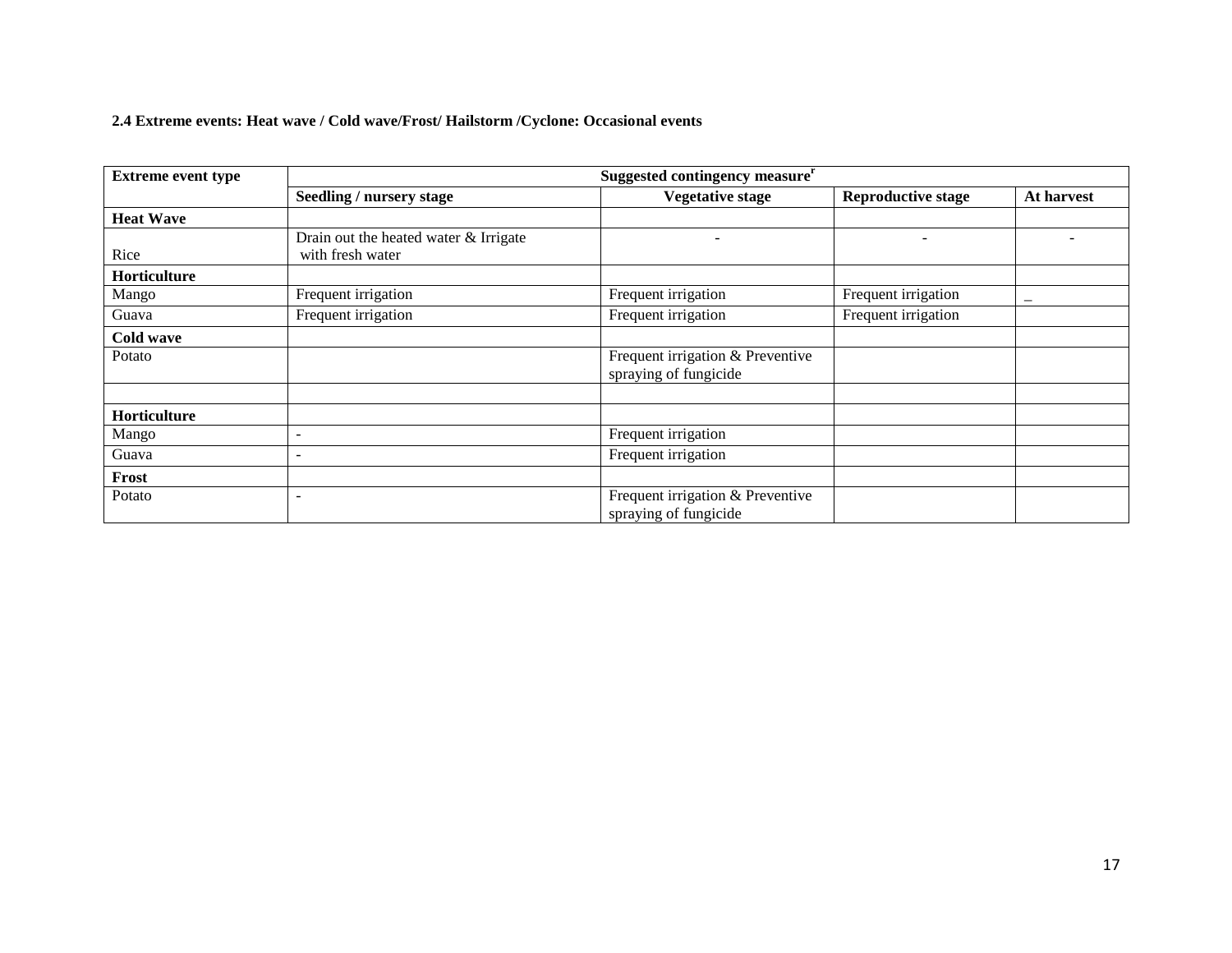**2.4 Extreme events: Heat wave / Cold wave/Frost/ Hailstorm /Cyclone: Occasional events**

| Extreme event type | Suggested contingency measure[r] | | | |
|---|---|---|---|---|
| | Seedling / nursery stage | Vegetative stage | Reproductive stage | At harvest |
| **Heat Wave** | | | | |
| Rice | Drain out the heated water & Irrigate with fresh water | - | - | - |
| **Horticulture** | | | | |
| Mango | Frequent irrigation | Frequent irrigation | Frequent irrigation | _ |
| Guava | Frequent irrigation | Frequent irrigation | Frequent irrigation | |
| **Cold wave** | | | | |
| Potato | | Frequent irrigation & Preventive spraying of fungicide | | |
| | | | | |
| **Horticulture** | | | | |
| Mango | - | Frequent irrigation | | |
| Guava | - | Frequent irrigation | | |
| **Frost** | | | | |
| Potato | - | Frequent irrigation & Preventive spraying of fungicide | | |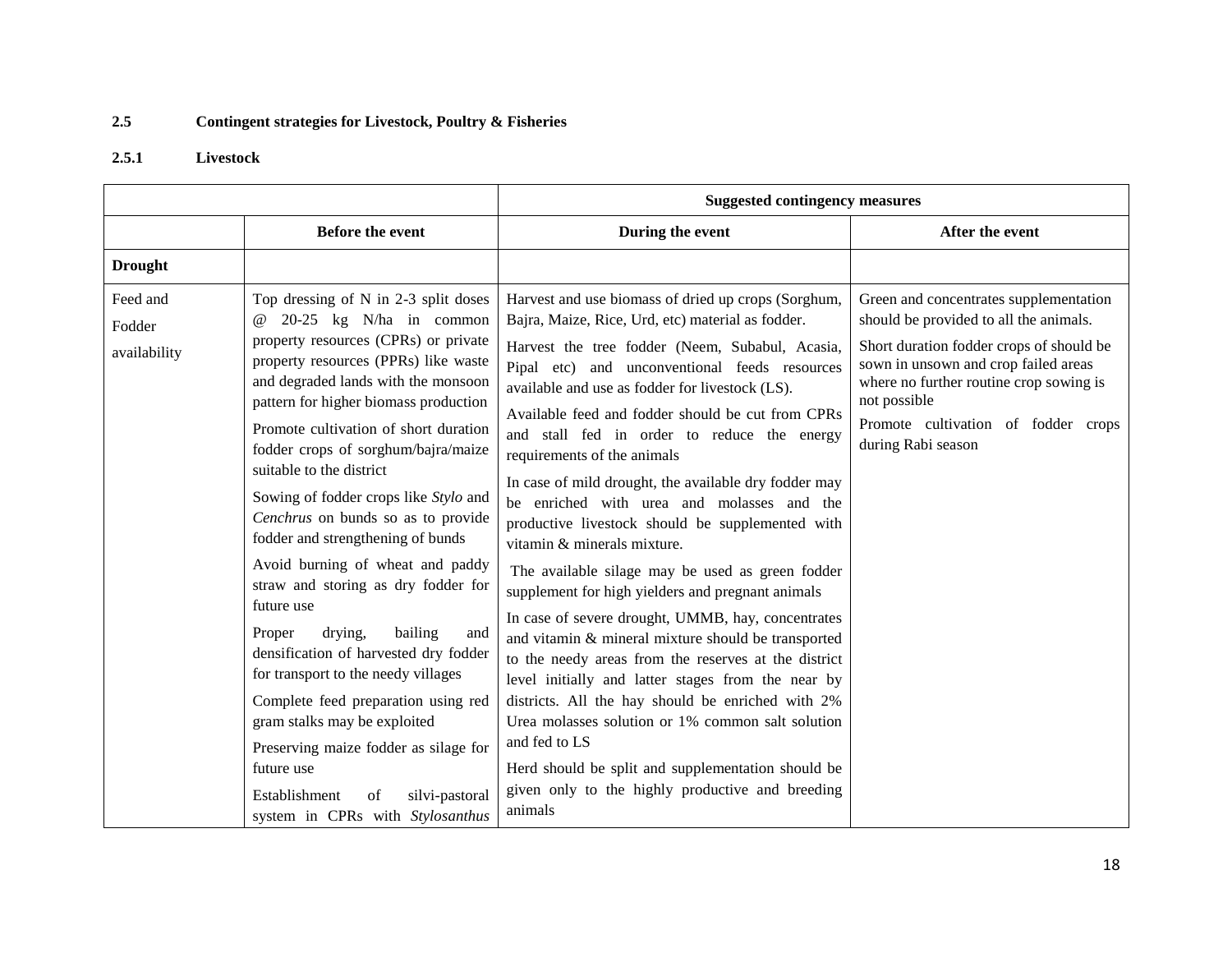**2.5 Contingent strategies for Livestock, Poultry & Fisheries**

**2.5.1 Livestock**

| | Suggested contingency measures | | |
|---|---|---|---|
| | **Before the event** | **During the event** | **After the event** |
| **Drought** | | | |
| Feed and Fodder availability | Top dressing of N in 2-3 split doses @ 20-25 kg N/ha in common property resources (CPRs) or private property resources (PPRs) like waste and degraded lands with the monsoon pattern for higher biomass production<br><br>Promote cultivation of short duration fodder crops of sorghum/bajra/maize suitable to the district<br><br>Sowing of fodder crops like *Stylo* and *Cenchrus* on bunds so as to provide fodder and strengthening of bunds<br><br>Avoid burning of wheat and paddy straw and storing as dry fodder for future use<br><br>Proper drying, bailing and densification of harvested dry fodder for transport to the needy villages<br><br>Complete feed preparation using red gram stalks may be exploited<br><br>Preserving maize fodder as silage for future use<br><br>Establishment of silvi-pastoral system in CPRs with *Stylosanthus* | Harvest and use biomass of dried up crops (Sorghum, Bajra, Maize, Rice, Urd, etc) material as fodder.<br><br>Harvest the tree fodder (Neem, Subabul, Acasia, Pipal etc) and unconventional feeds resources available and use as fodder for livestock (LS).<br><br>Available feed and fodder should be cut from CPRs and stall fed in order to reduce the energy requirements of the animals<br><br>In case of mild drought, the available dry fodder may be enriched with urea and molasses and the productive livestock should be supplemented with vitamin & minerals mixture.<br><br>The available silage may be used as green fodder supplement for high yielders and pregnant animals<br><br>In case of severe drought, UMMB, hay, concentrates and vitamin & mineral mixture should be transported to the needy areas from the reserves at the district level initially and latter stages from the near by districts. All the hay should be enriched with 2% Urea molasses solution or 1% common salt solution and fed to LS<br><br>Herd should be split and supplementation should be given only to the highly productive and breeding animals | Green and concentrates supplementation should be provided to all the animals.<br><br>Short duration fodder crops of should be sown in unsown and crop failed areas where no further routine crop sowing is not possible<br><br>Promote cultivation of fodder crops during Rabi season |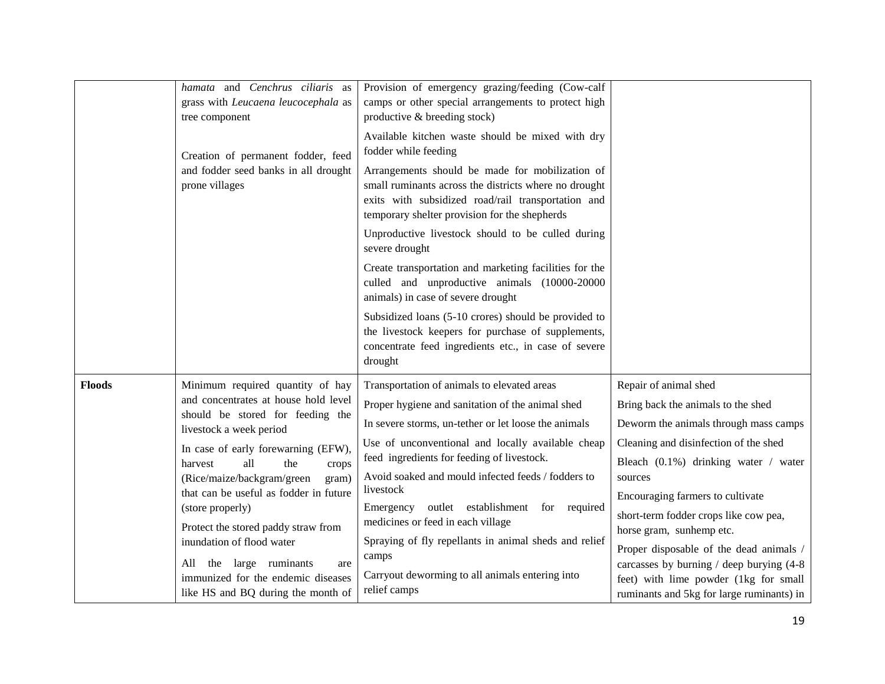| | | | |
|---|---|---|---|
| | *hamata* and *Cenchrus ciliaris* as grass with *Leucaena leucocephala* as tree component<br><br>Creation of permanent fodder, feed and fodder seed banks in all drought prone villages | Provision of emergency grazing/feeding (Cow-calf camps or other special arrangements to protect high productive & breeding stock)<br><br>Available kitchen waste should be mixed with dry fodder while feeding<br><br>Arrangements should be made for mobilization of small ruminants across the districts where no drought exits with subsidized road/rail transportation and temporary shelter provision for the shepherds<br><br>Unproductive livestock should to be culled during severe drought<br><br>Create transportation and marketing facilities for the culled and unproductive animals (10000-20000 animals) in case of severe drought<br><br>Subsidized loans (5-10 crores) should be provided to the livestock keepers for purchase of supplements, concentrate feed ingredients etc., in case of severe drought | |
| **Floods** | Minimum required quantity of hay and concentrates at house hold level should be stored for feeding the livestock a week period<br><br>In case of early forewarning (EFW), harvest all the crops (Rice/maize/backgram/green gram) that can be useful as fodder in future (store properly)<br><br>Protect the stored paddy straw from inundation of flood water<br><br>All the large ruminants are immunized for the endemic diseases like HS and BQ during the month of | Transportation of animals to elevated areas<br><br>Proper hygiene and sanitation of the animal shed<br><br>In severe storms, un-tether or let loose the animals<br><br>Use of unconventional and locally available cheap feed ingredients for feeding of livestock.<br><br>Avoid soaked and mould infected feeds / fodders to livestock<br><br>Emergency outlet establishment for required medicines or feed in each village<br><br>Spraying of fly repellants in animal sheds and relief camps<br><br>Carryout deworming to all animals entering into relief camps | Repair of animal shed<br><br>Bring back the animals to the shed<br><br>Deworm the animals through mass camps<br><br>Cleaning and disinfection of the shed<br><br>Bleach (0.1%) drinking water / water sources<br><br>Encouraging farmers to cultivate<br><br>short-term fodder crops like cow pea, horse gram, sunhemp etc.<br><br>Proper disposable of the dead animals / carcasses by burning / deep burying (4-8 feet) with lime powder (1kg for small ruminants and 5kg for large ruminants) in |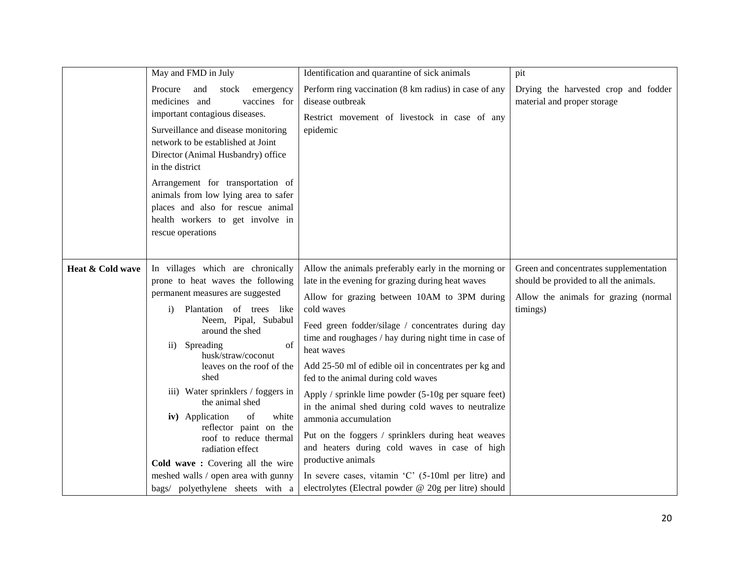| | | | |
|---|---|---|---|
| | May and FMD in July<br><br>Procure and stock emergency medicines and vaccines for important contagious diseases.<br><br>Surveillance and disease monitoring network to be established at Joint Director (Animal Husbandry) office in the district<br><br>Arrangement for transportation of animals from low lying area to safer places and also for rescue animal health workers to get involve in rescue operations | Identification and quarantine of sick animals<br><br>Perform ring vaccination (8 km radius) in case of any disease outbreak<br><br>Restrict movement of livestock in case of any epidemic | pit<br><br>Drying the harvested crop and fodder material and proper storage |
| **Heat & Cold wave** | In villages which are chronically prone to heat waves the following permanent measures are suggested<br><br>i) Plantation of trees like Neem, Pipal, Subabul around the shed<br><br>ii) Spreading of husk/straw/coconut leaves on the roof of the shed<br><br>iii) Water sprinklers / foggers in the animal shed<br><br>**iv)** Application of white reflector paint on the roof to reduce thermal radiation effect<br><br>**Cold wave :** Covering all the wire meshed walls / open area with gunny bags/ polyethylene sheets with a | Allow the animals preferably early in the morning or late in the evening for grazing during heat waves<br><br>Allow for grazing between 10AM to 3PM during cold waves<br><br>Feed green fodder/silage / concentrates during day time and roughages / hay during night time in case of heat waves<br><br>Add 25-50 ml of edible oil in concentrates per kg and fed to the animal during cold waves<br><br>Apply / sprinkle lime powder (5-10g per square feet) in the animal shed during cold waves to neutralize ammonia accumulation<br><br>Put on the foggers / sprinklers during heat weaves and heaters during cold waves in case of high productive animals<br><br>In severe cases, vitamin 'C' (5-10ml per litre) and electrolytes (Electral powder @ 20g per litre) should | Green and concentrates supplementation should be provided to all the animals.<br><br>Allow the animals for grazing (normal timings) |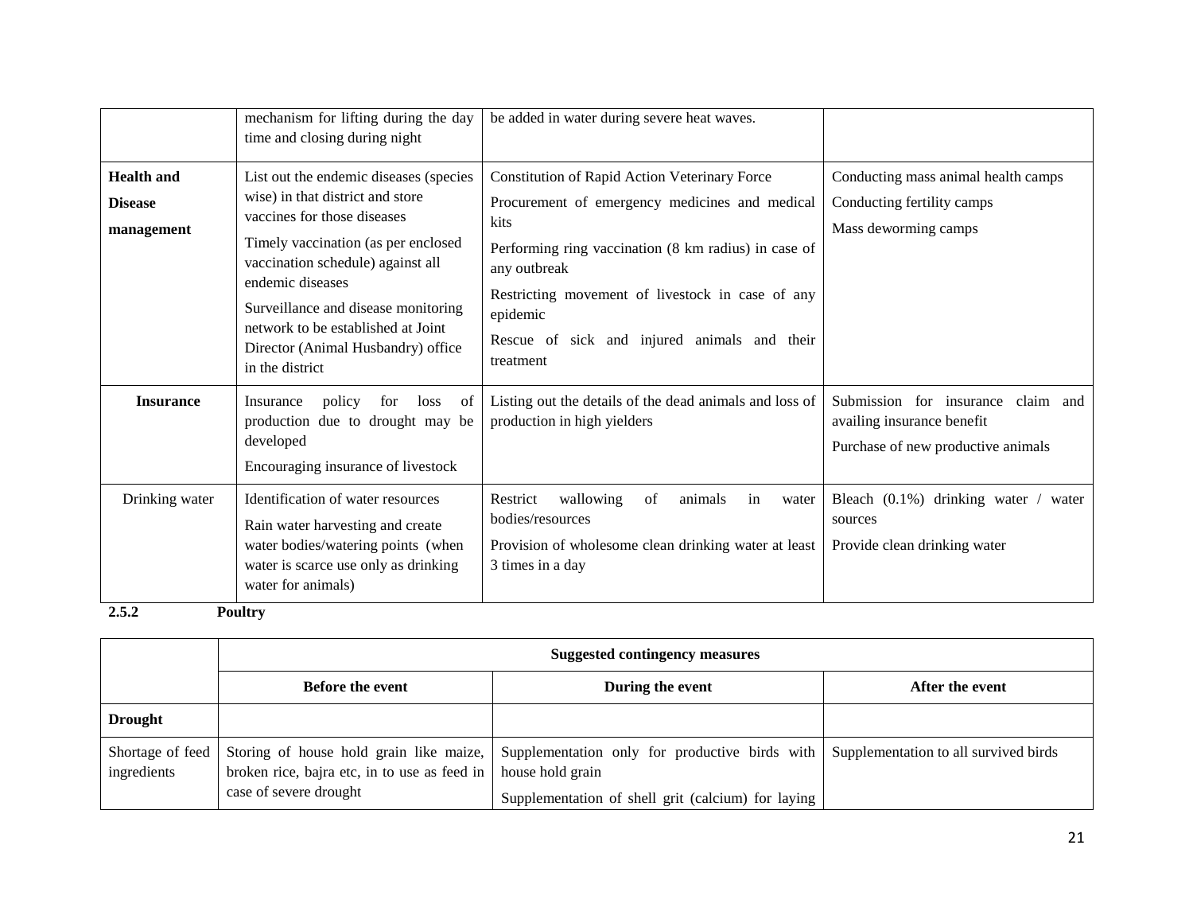| | | | |
|---|---|---|---|
| | mechanism for lifting during the day time and closing during night | be added in water during severe heat waves. | |
| **Health and Disease management** | List out the endemic diseases (species wise) in that district and store vaccines for those diseases<br>Timely vaccination (as per enclosed vaccination schedule) against all endemic diseases<br>Surveillance and disease monitoring network to be established at Joint Director (Animal Husbandry) office in the district | Constitution of Rapid Action Veterinary Force<br>Procurement of emergency medicines and medical kits<br>Performing ring vaccination (8 km radius) in case of any outbreak<br>Restricting movement of livestock in case of any epidemic<br>Rescue of sick and injured animals and their treatment | Conducting mass animal health camps<br>Conducting fertility camps<br>Mass deworming camps |
| **Insurance** | Insurance policy for loss of production due to drought may be developed<br>Encouraging insurance of livestock | Listing out the details of the dead animals and loss of production in high yielders | Submission for insurance claim and availing insurance benefit<br>Purchase of new productive animals |
| Drinking water | Identification of water resources<br>Rain water harvesting and create water bodies/watering points (when water is scarce use only as drinking water for animals) | Restrict wallowing of animals in water bodies/resources<br>Provision of wholesome clean drinking water at least 3 times in a day | Bleach (0.1%) drinking water / water sources<br>Provide clean drinking water |

### 2.5.2 Poultry

| | Suggested contingency measures | | |
|---|---|---|---|
| | **Before the event** | **During the event** | **After the event** |
| **Drought** | | | |
| Shortage of feed ingredients | Storing of house hold grain like maize, broken rice, bajra etc, in to use as feed in case of severe drought | Supplementation only for productive birds with house hold grain<br>Supplementation of shell grit (calcium) for laying | Supplementation to all survived birds |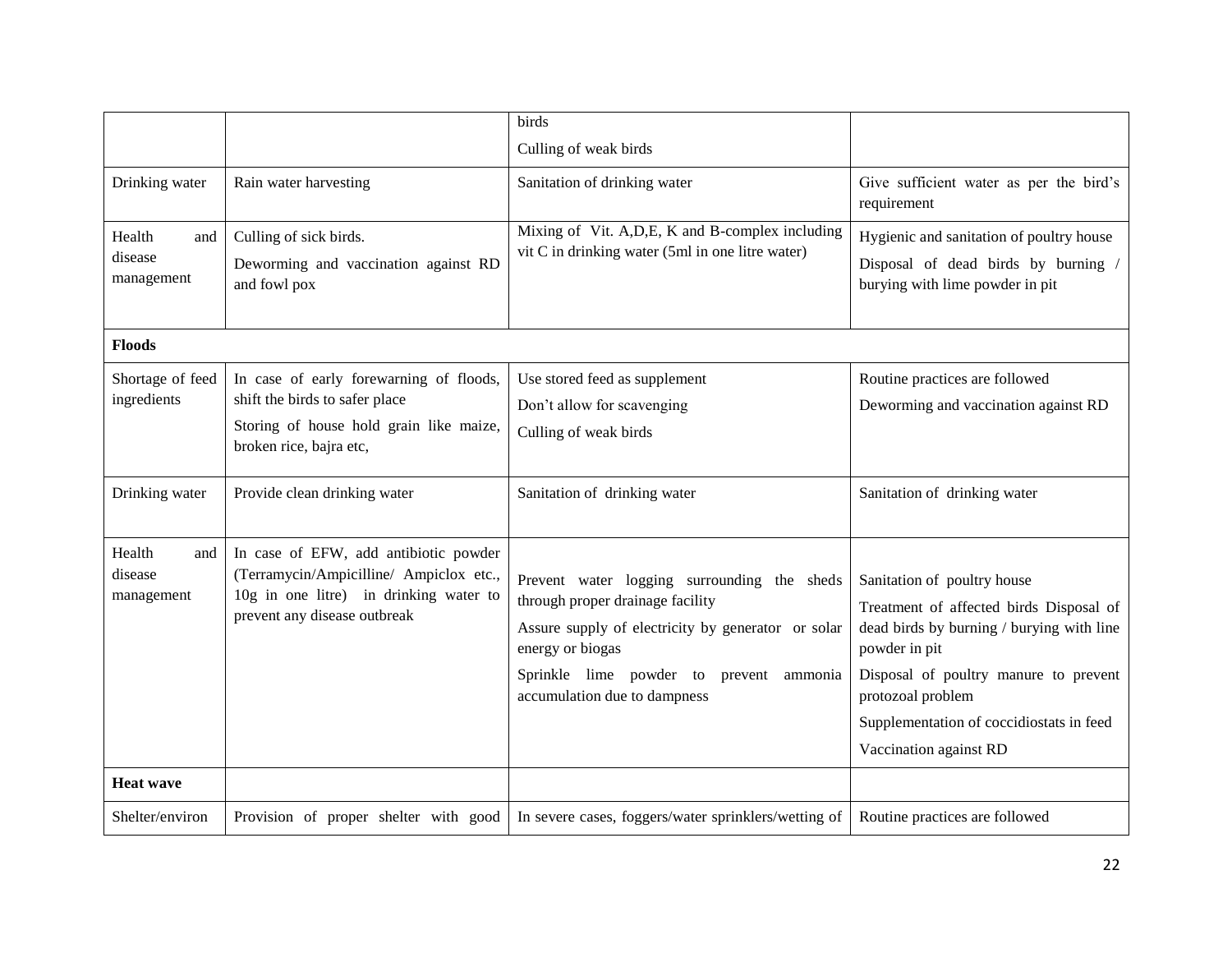| | | | |
|---|---|---|---|
| | | birds<br>Culling of weak birds | |
| Drinking water | Rain water harvesting | Sanitation of drinking water | Give sufficient water as per the bird's requirement |
| Health and disease management | Culling of sick birds.<br>Deworming and vaccination against RD and fowl pox | Mixing of Vit. A,D,E, K and B-complex including vit C in drinking water (5ml in one litre water) | Hygienic and sanitation of poultry house<br>Disposal of dead birds by burning / burying with lime powder in pit |
| **Floods** | | | |
| Shortage of feed ingredients | In case of early forewarning of floods, shift the birds to safer place<br>Storing of house hold grain like maize, broken rice, bajra etc, | Use stored feed as supplement<br>Don't allow for scavenging<br>Culling of weak birds | Routine practices are followed<br>Deworming and vaccination against RD |
| Drinking water | Provide clean drinking water | Sanitation of drinking water | Sanitation of drinking water |
| Health and disease management | In case of EFW, add antibiotic powder (Terramycin/Ampicilline/ Ampiclox etc., 10g in one litre) in drinking water to prevent any disease outbreak | Prevent water logging surrounding the sheds through proper drainage facility<br>Assure supply of electricity by generator or solar energy or biogas<br>Sprinkle lime powder to prevent ammonia accumulation due to dampness | Sanitation of poultry house<br>Treatment of affected birds Disposal of dead birds by burning / burying with line powder in pit<br>Disposal of poultry manure to prevent protozoal problem<br>Supplementation of coccidiostats in feed<br>Vaccination against RD |
| **Heat wave** | | | |
| Shelter/environ | Provision of proper shelter with good | In severe cases, foggers/water sprinklers/wetting of | Routine practices are followed |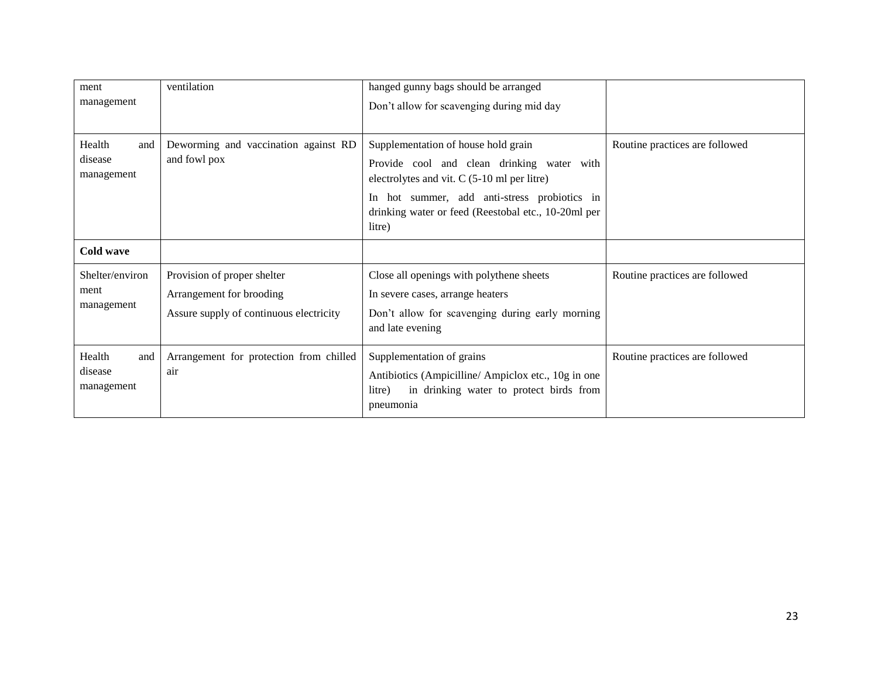| | | | |
|---|---|---|---|
| ment management | ventilation | hanged gunny bags should be arranged<br>Don't allow for scavenging during mid day | |
| Health and disease management | Deworming and vaccination against RD and fowl pox | Supplementation of house hold grain<br>Provide cool and clean drinking water with electrolytes and vit. C (5-10 ml per litre)<br>In hot summer, add anti-stress probiotics in drinking water or feed (Reestobal etc., 10-20ml per litre) | Routine practices are followed |
| **Cold wave** | | | |
| Shelter/environ ment management | Provision of proper shelter<br>Arrangement for brooding<br>Assure supply of continuous electricity | Close all openings with polythene sheets<br>In severe cases, arrange heaters<br>Don't allow for scavenging during early morning and late evening | Routine practices are followed |
| Health and disease management | Arrangement for protection from chilled air | Supplementation of grains<br>Antibiotics (Ampicilline/ Ampiclox etc., 10g in one litre) in drinking water to protect birds from pneumonia | Routine practices are followed |